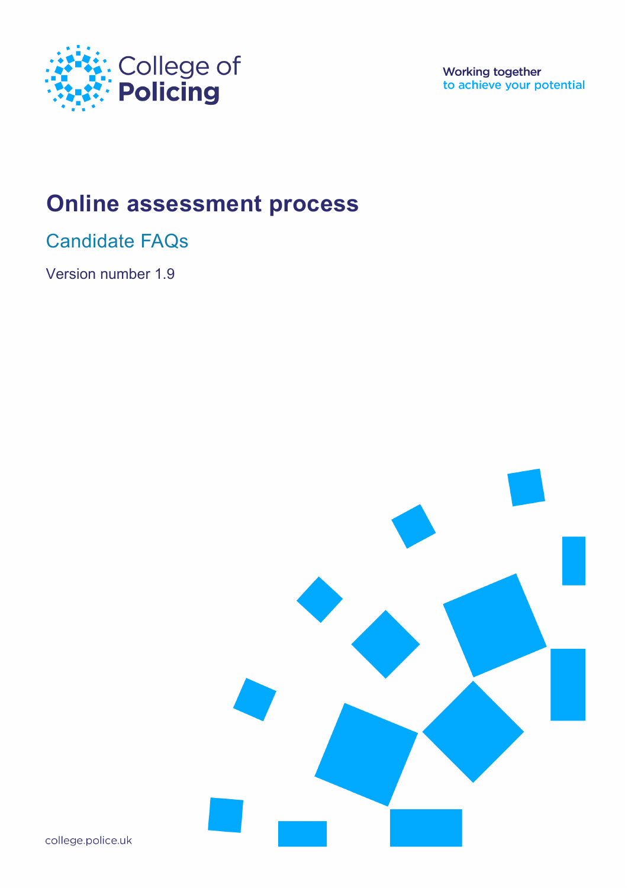College of Policing

Working together
to achieve your potential

# Online assessment process

## Candidate FAQs

Version number 1.9

college.police.uk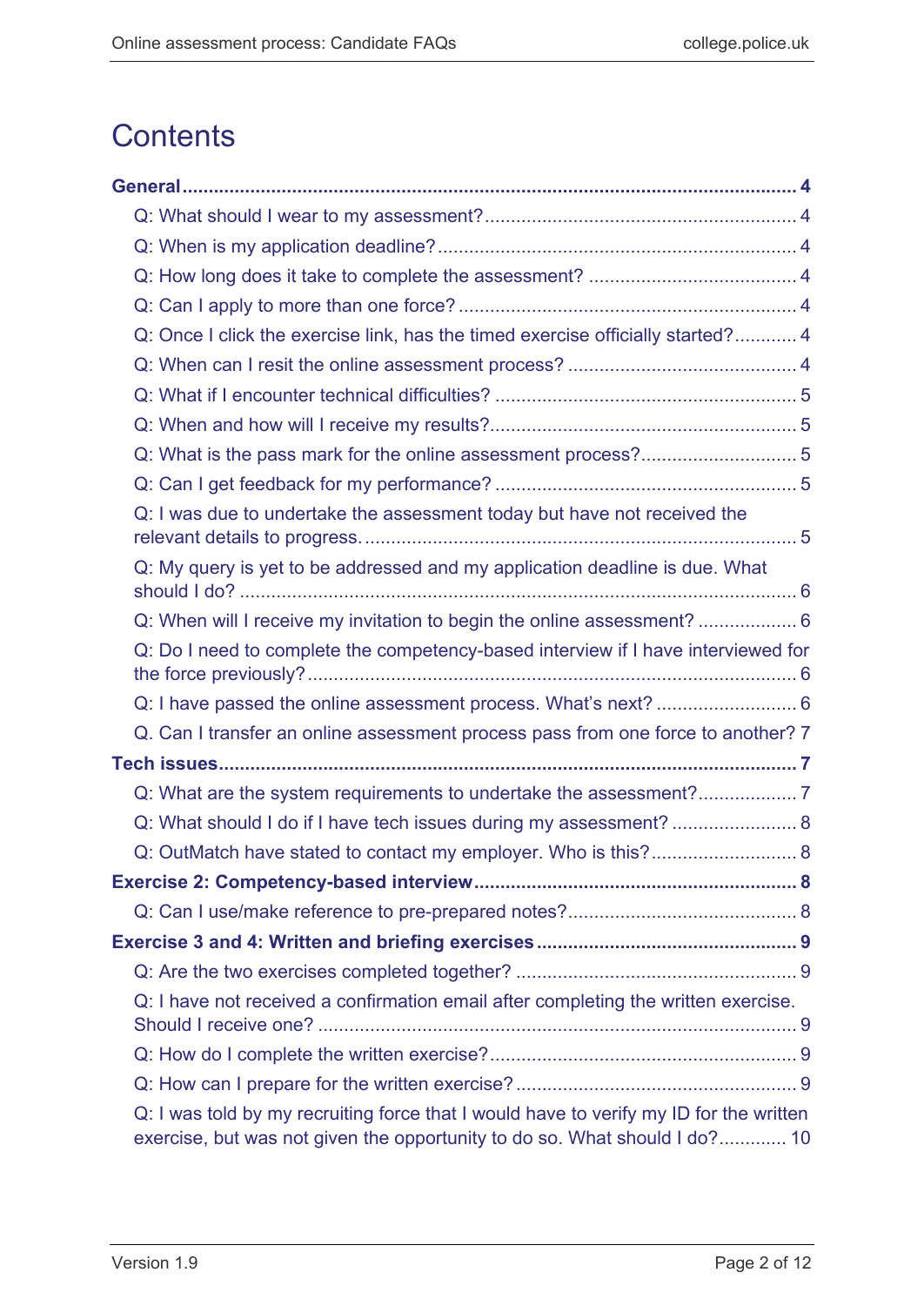# Contents

**General** .......................................................................................................... **4**

- Q: What should I wear to my assessment? ............................................................ 4
- Q: When is my application deadline? ..................................................................... 4
- Q: How long does it take to complete the assessment? ......................................... 4
- Q: Can I apply to more than one force? ................................................................. 4
- Q: Once I click the exercise link, has the timed exercise officially started? ............ 4
- Q: When can I resit the online assessment process? ............................................ 4
- Q: What if I encounter technical difficulties? .......................................................... 5
- Q: When and how will I receive my results? ........................................................... 5
- Q: What is the pass mark for the online assessment process? .............................. 5
- Q: Can I get feedback for my performance? .......................................................... 5
- Q: I was due to undertake the assessment today but have not received the relevant details to progress. .................................................................................. 5
- Q: My query is yet to be addressed and my application deadline is due. What should I do? ........................................................................................................... 6
- Q: When will I receive my invitation to begin the online assessment? ................... 6
- Q: Do I need to complete the competency-based interview if I have interviewed for the force previously? ............................................................................................. 6
- Q: I have passed the online assessment process. What's next? ........................... 6
- Q. Can I transfer an online assessment process pass from one force to another? 7

**Tech issues** ................................................................................................... **7**

- Q: What are the system requirements to undertake the assessment? ................... 7
- Q: What should I do if I have tech issues during my assessment? ........................ 8
- Q: OutMatch have stated to contact my employer. Who is this? ............................ 8

**Exercise 2: Competency-based interview** .............................................................. **8**

- Q: Can I use/make reference to pre-prepared notes? ............................................ 8

**Exercise 3 and 4: Written and briefing exercises** .................................................. **9**

- Q: Are the two exercises completed together? ...................................................... 9
- Q: I have not received a confirmation email after completing the written exercise. Should I receive one? .......................................................................................... 9
- Q: How do I complete the written exercise? ........................................................... 9
- Q: How can I prepare for the written exercise? ...................................................... 9
- Q: I was told by my recruiting force that I would have to verify my ID for the written exercise, but was not given the opportunity to do so. What should I do? ............. 10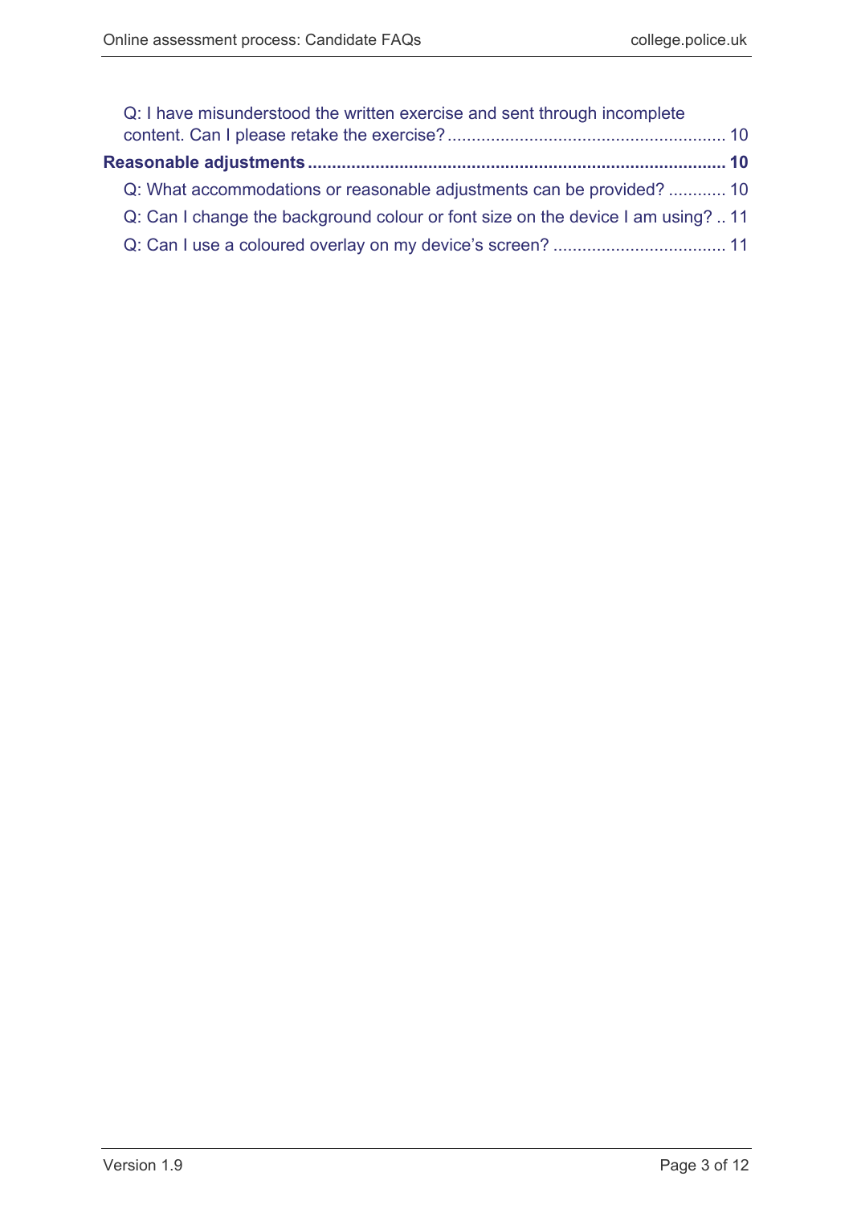Q: I have misunderstood the written exercise and sent through incomplete content. Can I please retake the exercise? .......... 10

**Reasonable adjustments .......... 10**

Q: What accommodations or reasonable adjustments can be provided? .......... 10

Q: Can I change the background colour or font size on the device I am using? .. 11

Q: Can I use a coloured overlay on my device's screen? .......... 11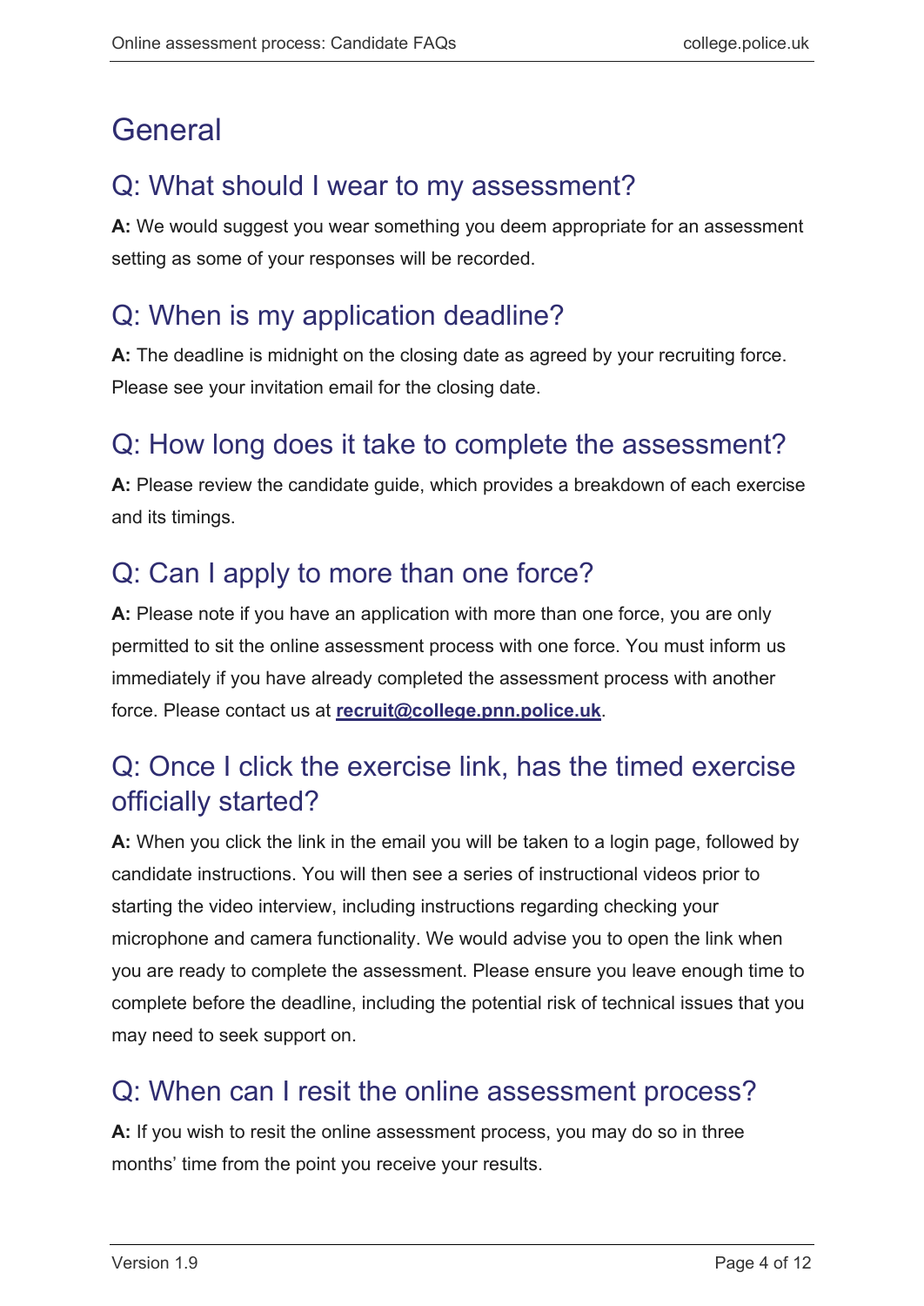# General

## Q: What should I wear to my assessment?

**A:** We would suggest you wear something you deem appropriate for an assessment setting as some of your responses will be recorded.

## Q: When is my application deadline?

**A:** The deadline is midnight on the closing date as agreed by your recruiting force. Please see your invitation email for the closing date.

## Q: How long does it take to complete the assessment?

**A:** Please review the candidate guide, which provides a breakdown of each exercise and its timings.

## Q: Can I apply to more than one force?

**A:** Please note if you have an application with more than one force, you are only permitted to sit the online assessment process with one force. You must inform us immediately if you have already completed the assessment process with another force. Please contact us at **recruit@college.pnn.police.uk**.

## Q: Once I click the exercise link, has the timed exercise officially started?

**A:** When you click the link in the email you will be taken to a login page, followed by candidate instructions. You will then see a series of instructional videos prior to starting the video interview, including instructions regarding checking your microphone and camera functionality. We would advise you to open the link when you are ready to complete the assessment. Please ensure you leave enough time to complete before the deadline, including the potential risk of technical issues that you may need to seek support on.

## Q: When can I resit the online assessment process?

**A:** If you wish to resit the online assessment process, you may do so in three months' time from the point you receive your results.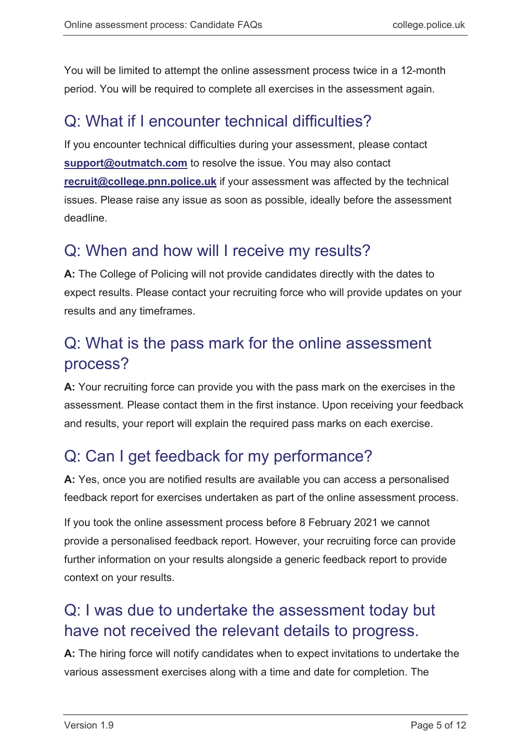You will be limited to attempt the online assessment process twice in a 12-month period. You will be required to complete all exercises in the assessment again.

## Q: What if I encounter technical difficulties?

If you encounter technical difficulties during your assessment, please contact **support@outmatch.com** to resolve the issue. You may also contact **recruit@college.pnn.police.uk** if your assessment was affected by the technical issues. Please raise any issue as soon as possible, ideally before the assessment deadline.

## Q: When and how will I receive my results?

**A:** The College of Policing will not provide candidates directly with the dates to expect results. Please contact your recruiting force who will provide updates on your results and any timeframes.

## Q: What is the pass mark for the online assessment process?

**A:** Your recruiting force can provide you with the pass mark on the exercises in the assessment. Please contact them in the first instance. Upon receiving your feedback and results, your report will explain the required pass marks on each exercise.

## Q: Can I get feedback for my performance?

**A:** Yes, once you are notified results are available you can access a personalised feedback report for exercises undertaken as part of the online assessment process.

If you took the online assessment process before 8 February 2021 we cannot provide a personalised feedback report. However, your recruiting force can provide further information on your results alongside a generic feedback report to provide context on your results.

## Q: I was due to undertake the assessment today but have not received the relevant details to progress.

**A:** The hiring force will notify candidates when to expect invitations to undertake the various assessment exercises along with a time and date for completion. The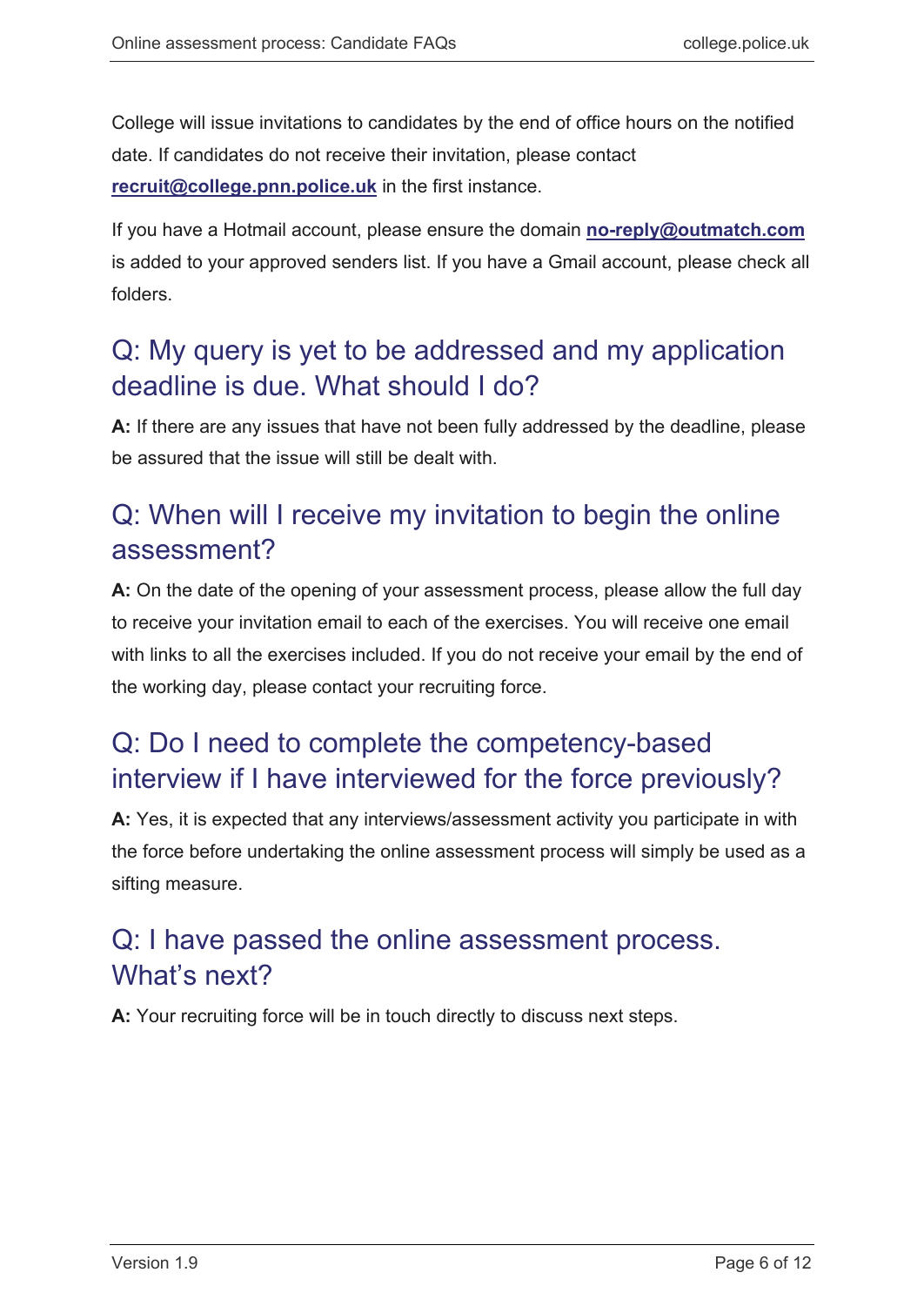College will issue invitations to candidates by the end of office hours on the notified date. If candidates do not receive their invitation, please contact **recruit@college.pnn.police.uk** in the first instance.

If you have a Hotmail account, please ensure the domain **no-reply@outmatch.com** is added to your approved senders list. If you have a Gmail account, please check all folders.

## Q: My query is yet to be addressed and my application deadline is due. What should I do?

**A:** If there are any issues that have not been fully addressed by the deadline, please be assured that the issue will still be dealt with.

## Q: When will I receive my invitation to begin the online assessment?

**A:** On the date of the opening of your assessment process, please allow the full day to receive your invitation email to each of the exercises. You will receive one email with links to all the exercises included. If you do not receive your email by the end of the working day, please contact your recruiting force.

## Q: Do I need to complete the competency-based interview if I have interviewed for the force previously?

**A:** Yes, it is expected that any interviews/assessment activity you participate in with the force before undertaking the online assessment process will simply be used as a sifting measure.

## Q: I have passed the online assessment process. What's next?

**A:** Your recruiting force will be in touch directly to discuss next steps.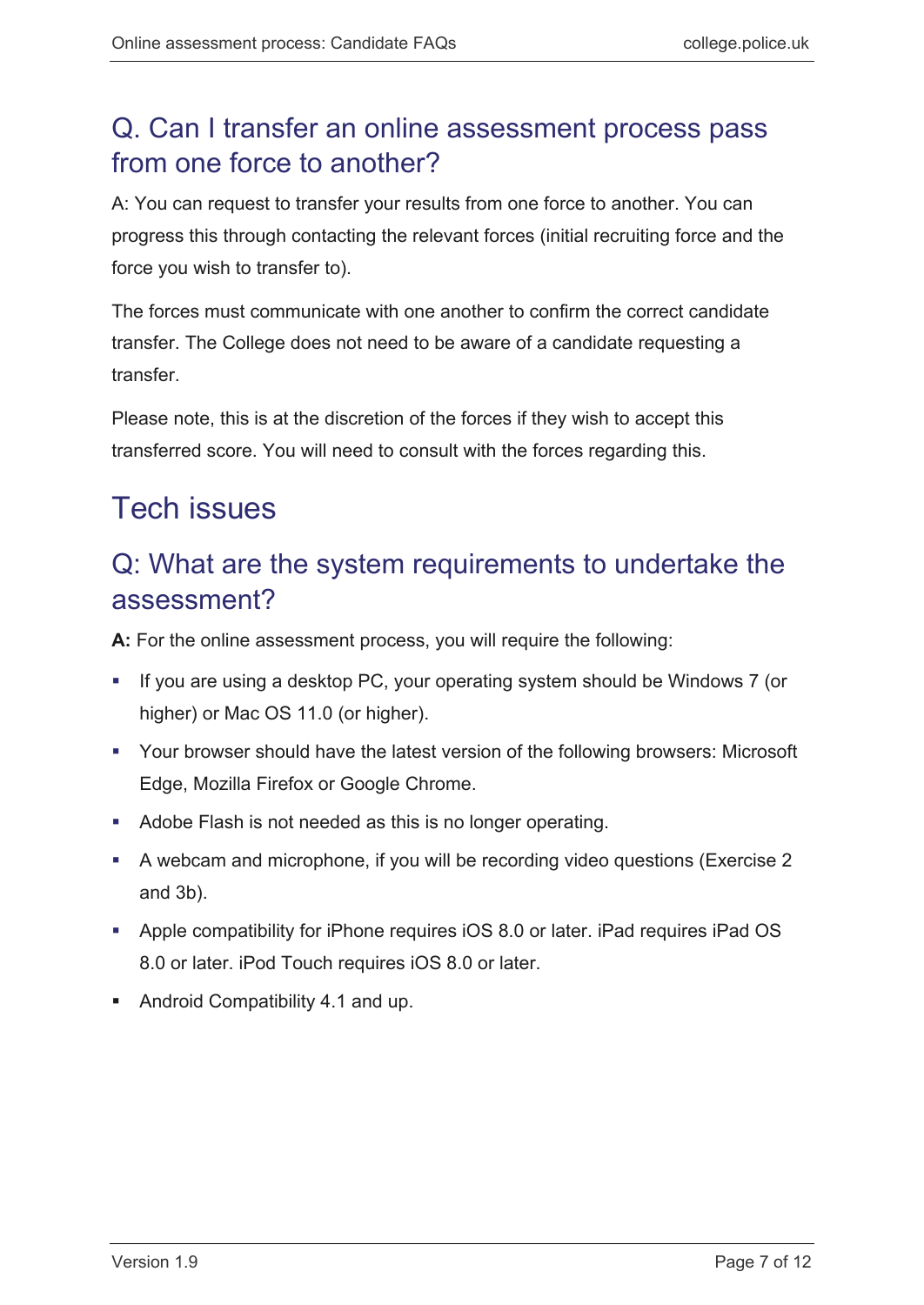## Q. Can I transfer an online assessment process pass from one force to another?

A: You can request to transfer your results from one force to another. You can progress this through contacting the relevant forces (initial recruiting force and the force you wish to transfer to).

The forces must communicate with one another to confirm the correct candidate transfer. The College does not need to be aware of a candidate requesting a transfer.

Please note, this is at the discretion of the forces if they wish to accept this transferred score. You will need to consult with the forces regarding this.

# Tech issues

## Q: What are the system requirements to undertake the assessment?

**A:** For the online assessment process, you will require the following:

- If you are using a desktop PC, your operating system should be Windows 7 (or higher) or Mac OS 11.0 (or higher).
- Your browser should have the latest version of the following browsers: Microsoft Edge, Mozilla Firefox or Google Chrome.
- Adobe Flash is not needed as this is no longer operating.
- A webcam and microphone, if you will be recording video questions (Exercise 2 and 3b).
- Apple compatibility for iPhone requires iOS 8.0 or later. iPad requires iPad OS 8.0 or later. iPod Touch requires iOS 8.0 or later.
- Android Compatibility 4.1 and up.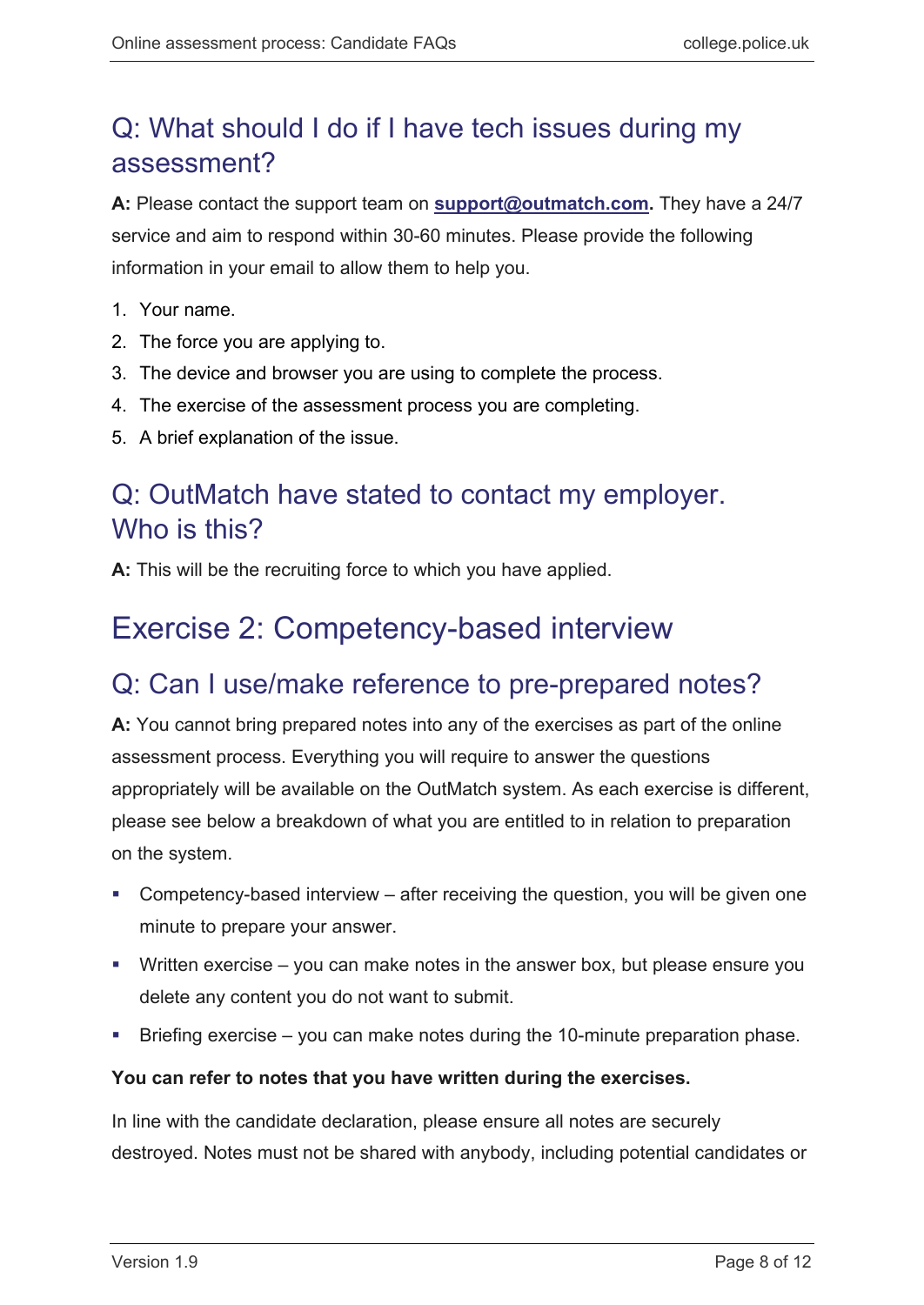## Q: What should I do if I have tech issues during my assessment?

**A:** Please contact the support team on **support@outmatch.com.** They have a 24/7 service and aim to respond within 30-60 minutes. Please provide the following information in your email to allow them to help you.

1. Your name.
2. The force you are applying to.
3. The device and browser you are using to complete the process.
4. The exercise of the assessment process you are completing.
5. A brief explanation of the issue.

## Q: OutMatch have stated to contact my employer. Who is this?

**A:** This will be the recruiting force to which you have applied.

# Exercise 2: Competency-based interview

## Q: Can I use/make reference to pre-prepared notes?

**A:** You cannot bring prepared notes into any of the exercises as part of the online assessment process. Everything you will require to answer the questions appropriately will be available on the OutMatch system. As each exercise is different, please see below a breakdown of what you are entitled to in relation to preparation on the system.

- Competency-based interview – after receiving the question, you will be given one minute to prepare your answer.
- Written exercise – you can make notes in the answer box, but please ensure you delete any content you do not want to submit.
- Briefing exercise – you can make notes during the 10-minute preparation phase.

**You can refer to notes that you have written during the exercises.**

In line with the candidate declaration, please ensure all notes are securely destroyed. Notes must not be shared with anybody, including potential candidates or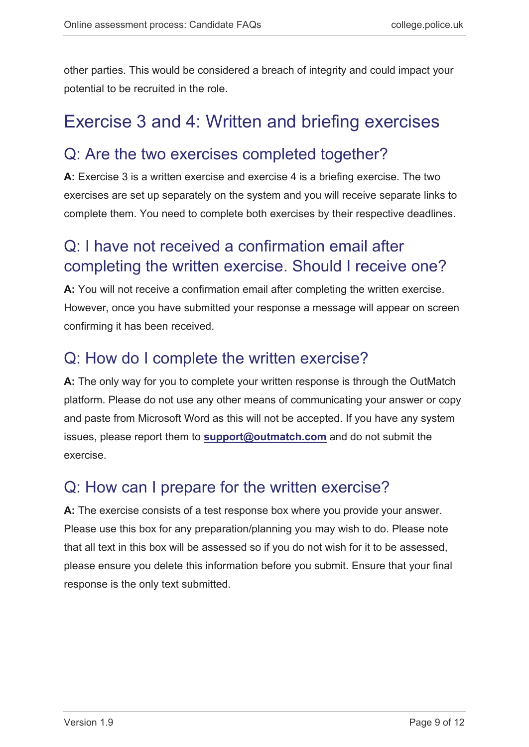other parties. This would be considered a breach of integrity and could impact your potential to be recruited in the role.

## Exercise 3 and 4: Written and briefing exercises

### Q: Are the two exercises completed together?

**A:** Exercise 3 is a written exercise and exercise 4 is a briefing exercise. The two exercises are set up separately on the system and you will receive separate links to complete them. You need to complete both exercises by their respective deadlines.

### Q: I have not received a confirmation email after completing the written exercise. Should I receive one?

**A:** You will not receive a confirmation email after completing the written exercise. However, once you have submitted your response a message will appear on screen confirming it has been received.

### Q: How do I complete the written exercise?

**A:** The only way for you to complete your written response is through the OutMatch platform. Please do not use any other means of communicating your answer or copy and paste from Microsoft Word as this will not be accepted. If you have any system issues, please report them to **support@outmatch.com** and do not submit the exercise.

### Q: How can I prepare for the written exercise?

**A:** The exercise consists of a test response box where you provide your answer. Please use this box for any preparation/planning you may wish to do. Please note that all text in this box will be assessed so if you do not wish for it to be assessed, please ensure you delete this information before you submit. Ensure that your final response is the only text submitted.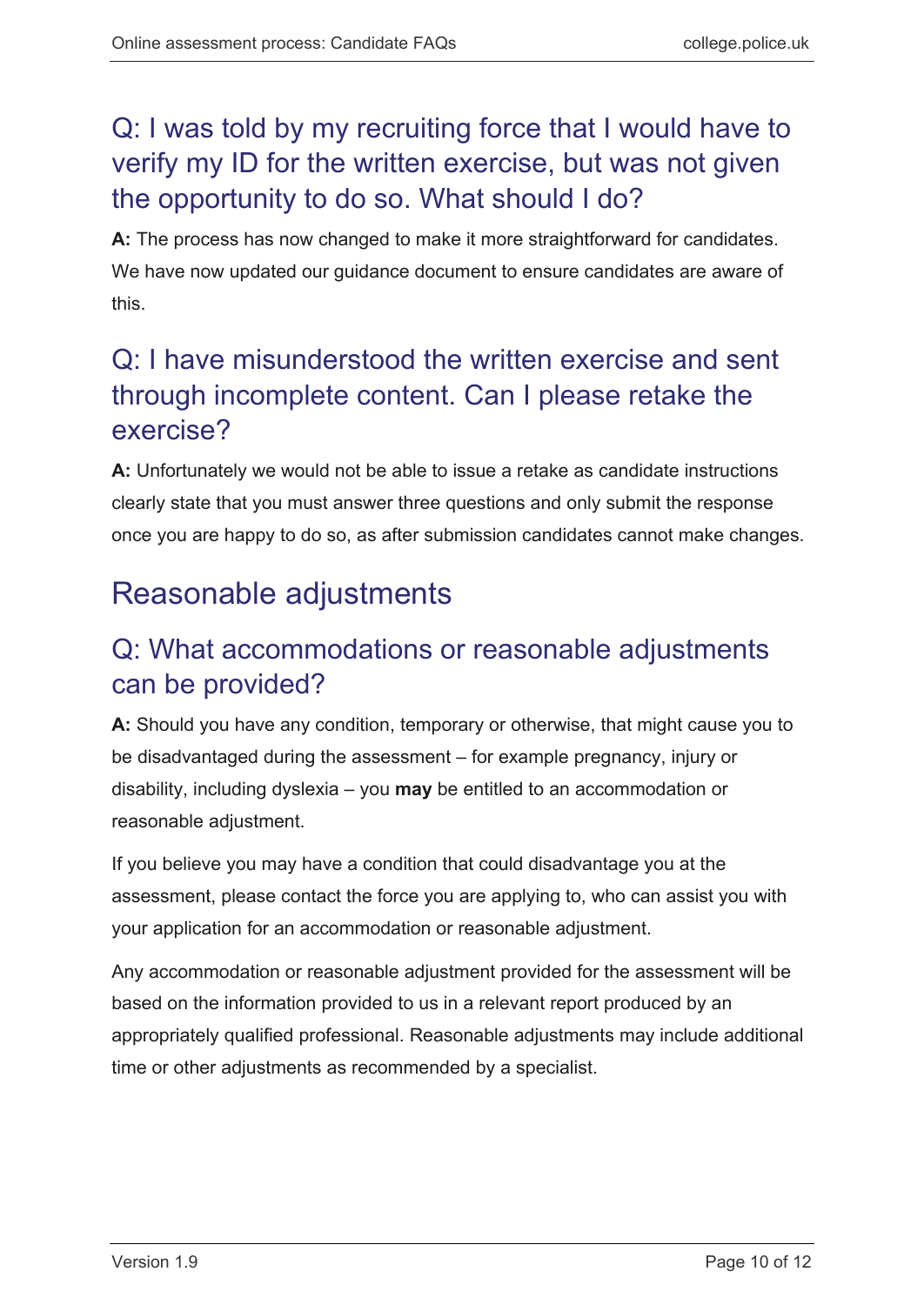### Q: I was told by my recruiting force that I would have to verify my ID for the written exercise, but was not given the opportunity to do so. What should I do?

**A:** The process has now changed to make it more straightforward for candidates. We have now updated our guidance document to ensure candidates are aware of this.

### Q: I have misunderstood the written exercise and sent through incomplete content. Can I please retake the exercise?

**A:** Unfortunately we would not be able to issue a retake as candidate instructions clearly state that you must answer three questions and only submit the response once you are happy to do so, as after submission candidates cannot make changes.

## Reasonable adjustments

### Q: What accommodations or reasonable adjustments can be provided?

**A:** Should you have any condition, temporary or otherwise, that might cause you to be disadvantaged during the assessment – for example pregnancy, injury or disability, including dyslexia – you **may** be entitled to an accommodation or reasonable adjustment.

If you believe you may have a condition that could disadvantage you at the assessment, please contact the force you are applying to, who can assist you with your application for an accommodation or reasonable adjustment.

Any accommodation or reasonable adjustment provided for the assessment will be based on the information provided to us in a relevant report produced by an appropriately qualified professional. Reasonable adjustments may include additional time or other adjustments as recommended by a specialist.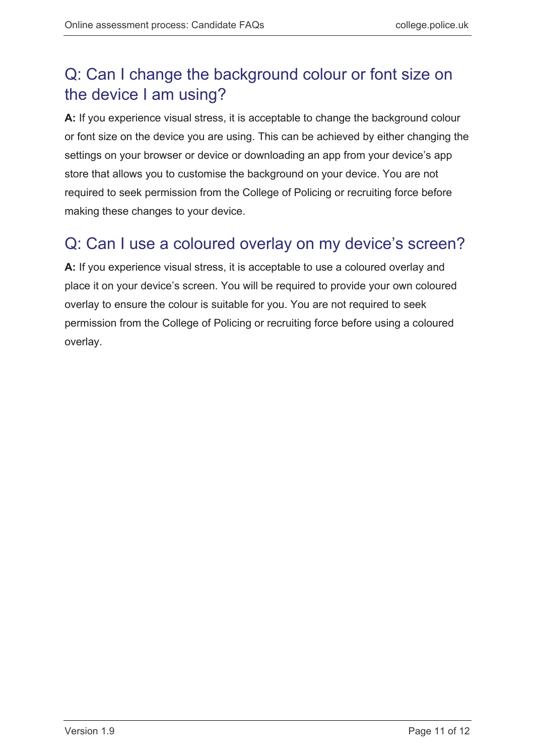## Q: Can I change the background colour or font size on the device I am using?

**A:** If you experience visual stress, it is acceptable to change the background colour or font size on the device you are using. This can be achieved by either changing the settings on your browser or device or downloading an app from your device's app store that allows you to customise the background on your device. You are not required to seek permission from the College of Policing or recruiting force before making these changes to your device.

## Q: Can I use a coloured overlay on my device's screen?

**A:** If you experience visual stress, it is acceptable to use a coloured overlay and place it on your device's screen. You will be required to provide your own coloured overlay to ensure the colour is suitable for you. You are not required to seek permission from the College of Policing or recruiting force before using a coloured overlay.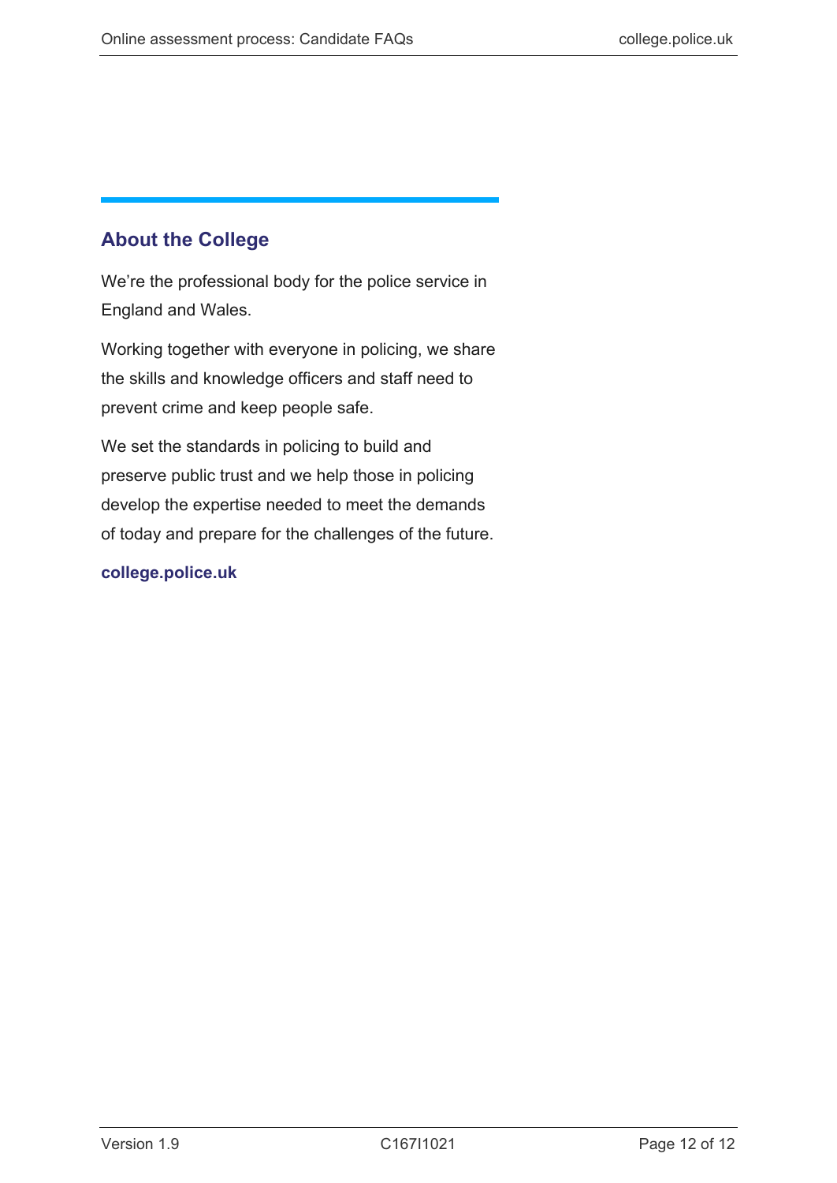## About the College

We're the professional body for the police service in England and Wales.

Working together with everyone in policing, we share the skills and knowledge officers and staff need to prevent crime and keep people safe.

We set the standards in policing to build and preserve public trust and we help those in policing develop the expertise needed to meet the demands of today and prepare for the challenges of the future.

**college.police.uk**